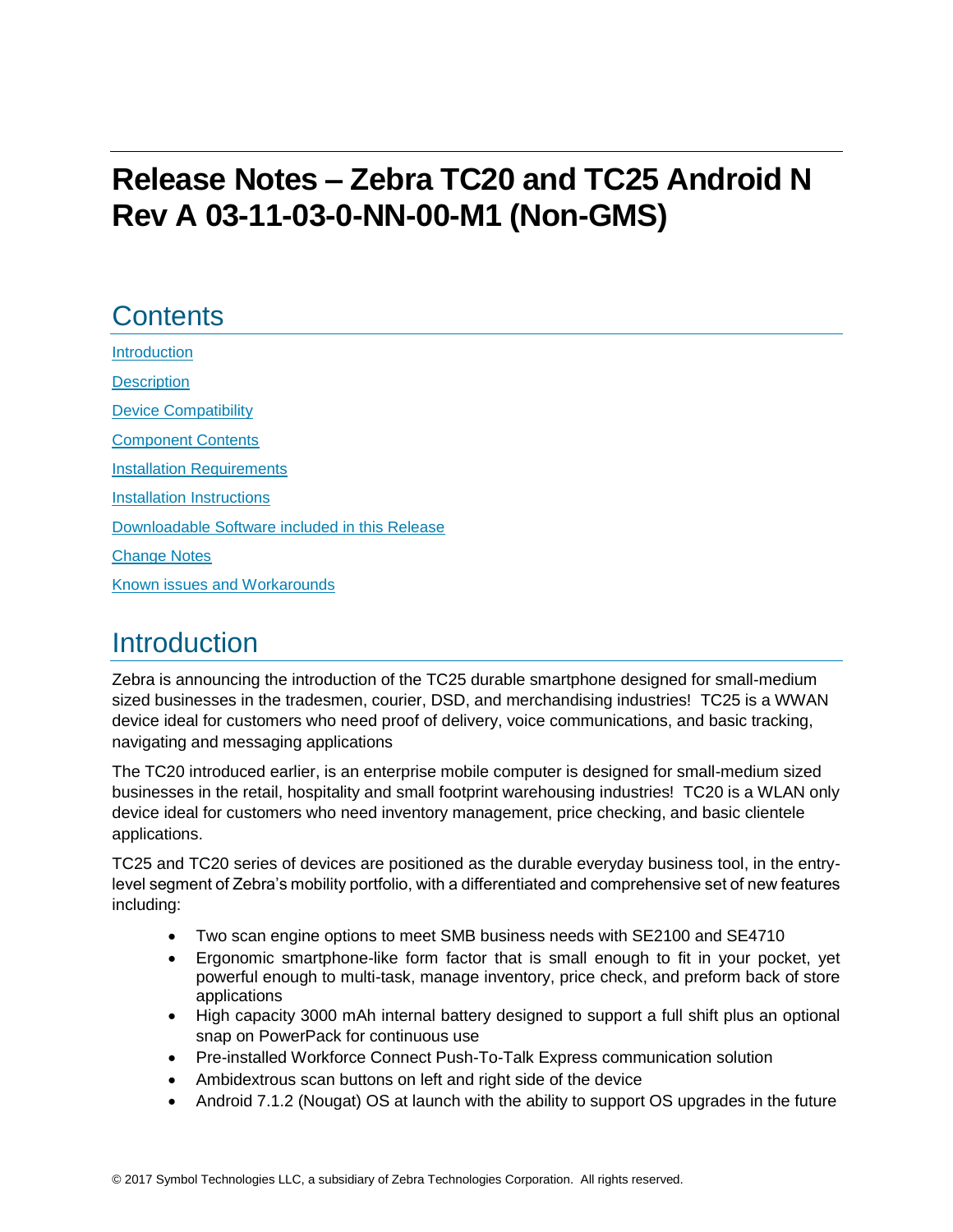# Release Notes – Zebra TC20 and TC25 Android N Rev A 03-11-03-0-NN-00-M1 (Non-GMS)

## Contents

[Introduction](#introduction)

[Description](#description)

[Device Compatibility](#device-compatibility)

[Component Contents](#component-contents)

[Installation Requirements](#installation-requirements)

[Installation Instructions](#installation-instructions)

[Downloadable Software included in this Release](#downloadable-software-included-in-this-release)

[Change Notes](#change-notes)

[Known issues and Workarounds](#known-issues-and-workarounds)

## Introduction

Zebra is announcing the introduction of the TC25 durable smartphone designed for small-medium sized businesses in the tradesmen, courier, DSD, and merchandising industries! TC25 is a WWAN device ideal for customers who need proof of delivery, voice communications, and basic tracking, navigating and messaging applications

The TC20 introduced earlier, is an enterprise mobile computer is designed for small-medium sized businesses in the retail, hospitality and small footprint warehousing industries! TC20 is a WLAN only device ideal for customers who need inventory management, price checking, and basic clientele applications.

TC25 and TC20 series of devices are positioned as the durable everyday business tool, in the entry-level segment of Zebra's mobility portfolio, with a differentiated and comprehensive set of new features including:

- Two scan engine options to meet SMB business needs with SE2100 and SE4710
- Ergonomic smartphone-like form factor that is small enough to fit in your pocket, yet powerful enough to multi-task, manage inventory, price check, and preform back of store applications
- High capacity 3000 mAh internal battery designed to support a full shift plus an optional snap on PowerPack for continuous use
- Pre-installed Workforce Connect Push-To-Talk Express communication solution
- Ambidextrous scan buttons on left and right side of the device
- Android 7.1.2 (Nougat) OS at launch with the ability to support OS upgrades in the future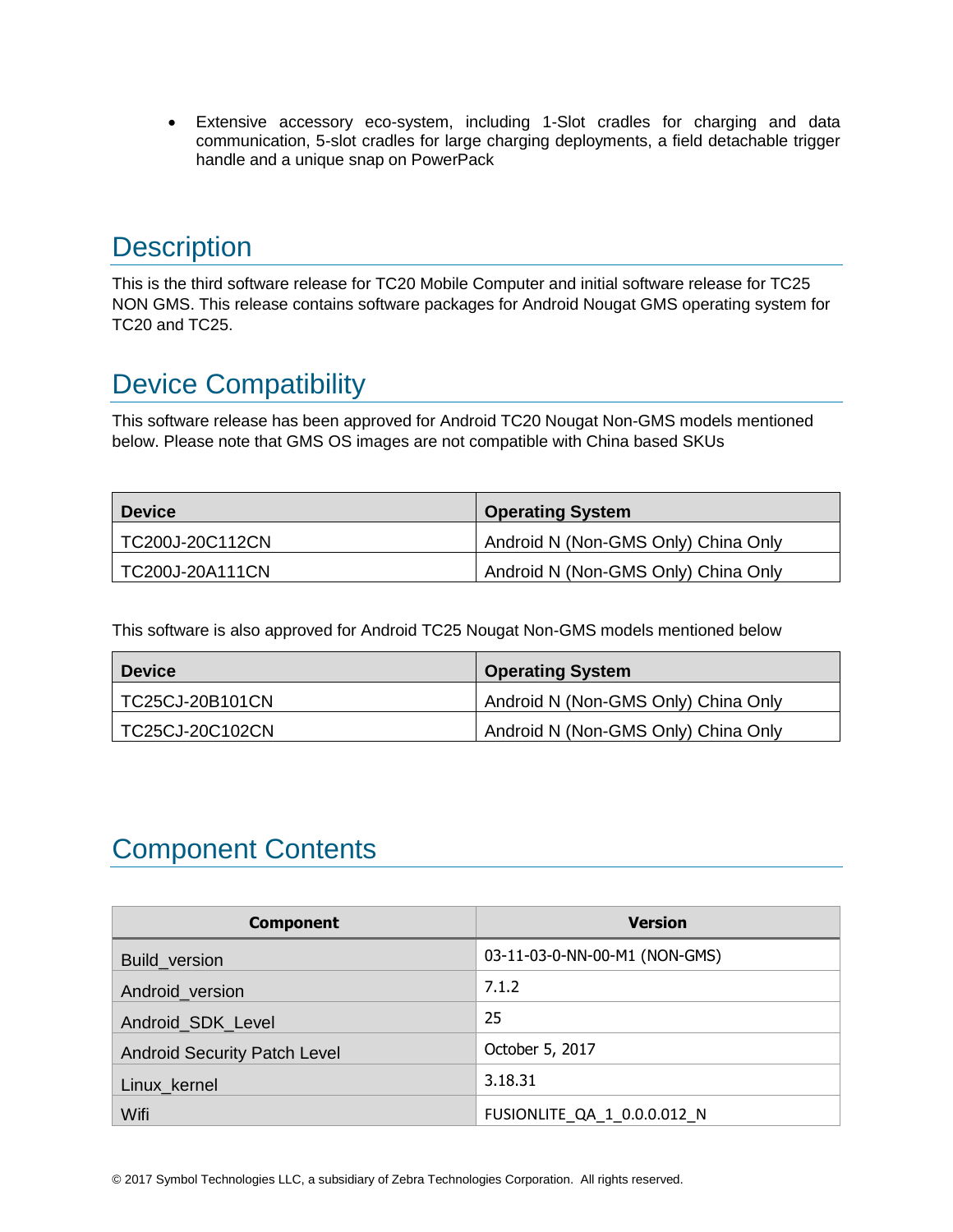- Extensive accessory eco-system, including 1-Slot cradles for charging and data communication, 5-slot cradles for large charging deployments, a field detachable trigger handle and a unique snap on PowerPack

# Description

This is the third software release for TC20 Mobile Computer and initial software release for TC25 NON GMS. This release contains software packages for Android Nougat GMS operating system for TC20 and TC25.

# Device Compatibility

This software release has been approved for Android TC20 Nougat Non-GMS models mentioned below. Please note that GMS OS images are not compatible with China based SKUs

| Device | Operating System |
| --- | --- |
| TC200J-20C112CN | Android N (Non-GMS Only) China Only |
| TC200J-20A111CN | Android N (Non-GMS Only) China Only |

This software is also approved for Android TC25 Nougat Non-GMS models mentioned below

| Device | Operating System |
| --- | --- |
| TC25CJ-20B101CN | Android N (Non-GMS Only) China Only |
| TC25CJ-20C102CN | Android N (Non-GMS Only) China Only |

# Component Contents

| Component | Version |
| --- | --- |
| Build_version | 03-11-03-0-NN-00-M1 (NON-GMS) |
| Android_version | 7.1.2 |
| Android_SDK_Level | 25 |
| Android Security Patch Level | October 5, 2017 |
| Linux_kernel | 3.18.31 |
| Wifi | FUSIONLITE_QA_1_0.0.0.012_N |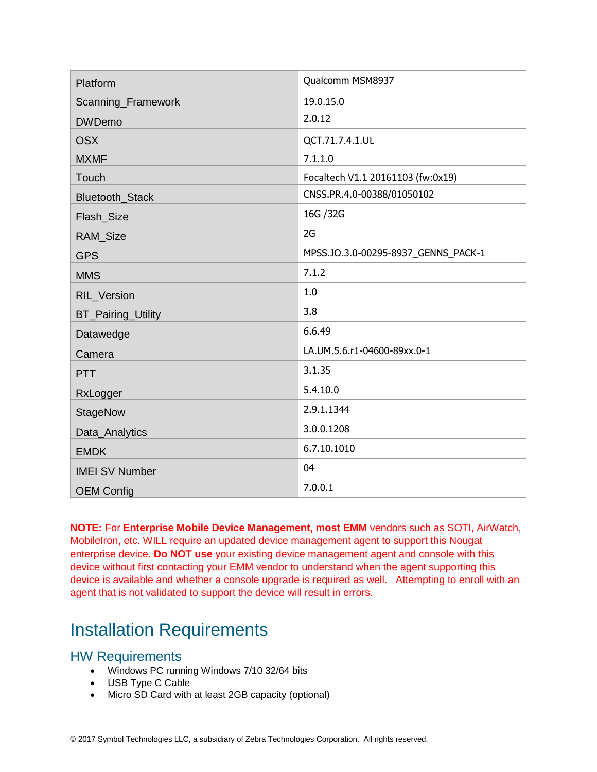| Platform | Qualcomm MSM8937 |
|---|---|
| Scanning_Framework | 19.0.15.0 |
| DWDemo | 2.0.12 |
| OSX | QCT.71.7.4.1.UL |
| MXMF | 7.1.1.0 |
| Touch | Focaltech V1.1 20161103 (fw:0x19) |
| Bluetooth_Stack | CNSS.PR.4.0-00388/01050102 |
| Flash_Size | 16G /32G |
| RAM_Size | 2G |
| GPS | MPSS.JO.3.0-00295-8937_GENNS_PACK-1 |
| MMS | 7.1.2 |
| RIL_Version | 1.0 |
| BT_Pairing_Utility | 3.8 |
| Datawedge | 6.6.49 |
| Camera | LA.UM.5.6.r1-04600-89xx.0-1 |
| PTT | 3.1.35 |
| RxLogger | 5.4.10.0 |
| StageNow | 2.9.1.1344 |
| Data_Analytics | 3.0.0.1208 |
| EMDK | 6.7.10.1010 |
| IMEI SV Number | 04 |
| OEM Config | 7.0.0.1 |

**NOTE:** For **Enterprise Mobile Device Management, most EMM** vendors such as SOTI, AirWatch, MobileIron, etc. WILL require an updated device management agent to support this Nougat enterprise device. **Do NOT use** your existing device management agent and console with this device without first contacting your EMM vendor to understand when the agent supporting this device is available and whether a console upgrade is required as well. Attempting to enroll with an agent that is not validated to support the device will result in errors.

# Installation Requirements

## HW Requirements

- Windows PC running Windows 7/10 32/64 bits
- USB Type C Cable
- Micro SD Card with at least 2GB capacity (optional)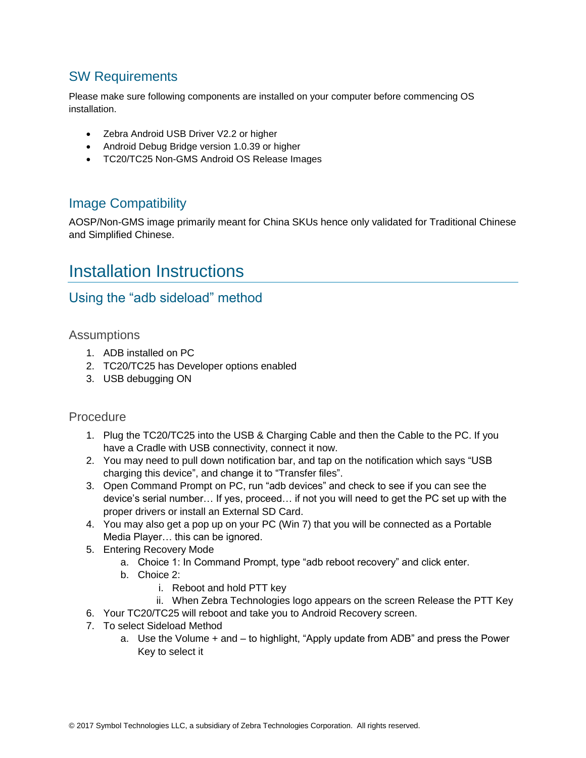## SW Requirements

Please make sure following components are installed on your computer before commencing OS installation.

- Zebra Android USB Driver V2.2 or higher
- Android Debug Bridge version 1.0.39 or higher
- TC20/TC25 Non-GMS Android OS Release Images

## Image Compatibility

AOSP/Non-GMS image primarily meant for China SKUs hence only validated for Traditional Chinese and Simplified Chinese.

# Installation Instructions

## Using the “adb sideload” method

### Assumptions

1. ADB installed on PC
2. TC20/TC25 has Developer options enabled
3. USB debugging ON

### Procedure

1. Plug the TC20/TC25 into the USB & Charging Cable and then the Cable to the PC. If you have a Cradle with USB connectivity, connect it now.
2. You may need to pull down notification bar, and tap on the notification which says “USB charging this device”, and change it to “Transfer files”.
3. Open Command Prompt on PC, run “adb devices” and check to see if you can see the device’s serial number… If yes, proceed… if not you will need to get the PC set up with the proper drivers or install an External SD Card.
4. You may also get a pop up on your PC (Win 7) that you will be connected as a Portable Media Player… this can be ignored.
5. Entering Recovery Mode
   a. Choice 1: In Command Prompt, type “adb reboot recovery” and click enter.
   b. Choice 2:
      i. Reboot and hold PTT key
      ii. When Zebra Technologies logo appears on the screen Release the PTT Key
6. Your TC20/TC25 will reboot and take you to Android Recovery screen.
7. To select Sideload Method
   a. Use the Volume + and – to highlight, “Apply update from ADB” and press the Power Key to select it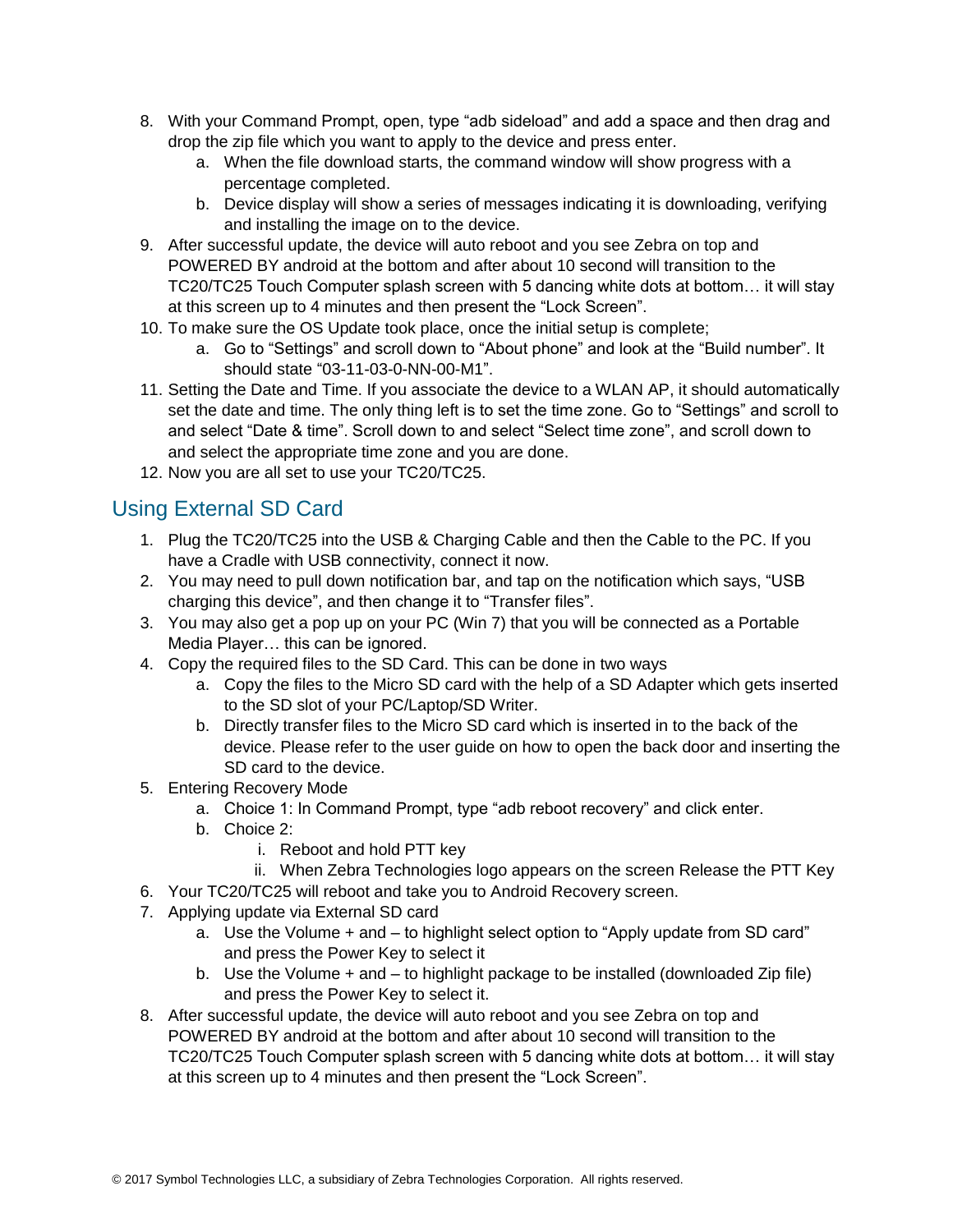8. With your Command Prompt, open, type “adb sideload” and add a space and then drag and drop the zip file which you want to apply to the device and press enter.
    a. When the file download starts, the command window will show progress with a percentage completed.
    b. Device display will show a series of messages indicating it is downloading, verifying and installing the image on to the device.
9. After successful update, the device will auto reboot and you see Zebra on top and POWERED BY android at the bottom and after about 10 second will transition to the TC20/TC25 Touch Computer splash screen with 5 dancing white dots at bottom… it will stay at this screen up to 4 minutes and then present the “Lock Screen”.
10. To make sure the OS Update took place, once the initial setup is complete;
    a. Go to “Settings” and scroll down to “About phone” and look at the “Build number”. It should state “03-11-03-0-NN-00-M1”.
11. Setting the Date and Time. If you associate the device to a WLAN AP, it should automatically set the date and time. The only thing left is to set the time zone. Go to “Settings” and scroll to and select “Date & time”. Scroll down to and select “Select time zone”, and scroll down to and select the appropriate time zone and you are done.
12. Now you are all set to use your TC20/TC25.

## Using External SD Card

1. Plug the TC20/TC25 into the USB & Charging Cable and then the Cable to the PC. If you have a Cradle with USB connectivity, connect it now.
2. You may need to pull down notification bar, and tap on the notification which says, “USB charging this device”, and then change it to “Transfer files”.
3. You may also get a pop up on your PC (Win 7) that you will be connected as a Portable Media Player… this can be ignored.
4. Copy the required files to the SD Card. This can be done in two ways
    a. Copy the files to the Micro SD card with the help of a SD Adapter which gets inserted to the SD slot of your PC/Laptop/SD Writer.
    b. Directly transfer files to the Micro SD card which is inserted in to the back of the device. Please refer to the user guide on how to open the back door and inserting the SD card to the device.
5. Entering Recovery Mode
    a. Choice 1: In Command Prompt, type “adb reboot recovery” and click enter.
    b. Choice 2:
        i. Reboot and hold PTT key
        ii. When Zebra Technologies logo appears on the screen Release the PTT Key
6. Your TC20/TC25 will reboot and take you to Android Recovery screen.
7. Applying update via External SD card
    a. Use the Volume + and – to highlight select option to “Apply update from SD card” and press the Power Key to select it
    b. Use the Volume + and – to highlight package to be installed (downloaded Zip file) and press the Power Key to select it.
8. After successful update, the device will auto reboot and you see Zebra on top and POWERED BY android at the bottom and after about 10 second will transition to the TC20/TC25 Touch Computer splash screen with 5 dancing white dots at bottom… it will stay at this screen up to 4 minutes and then present the “Lock Screen”.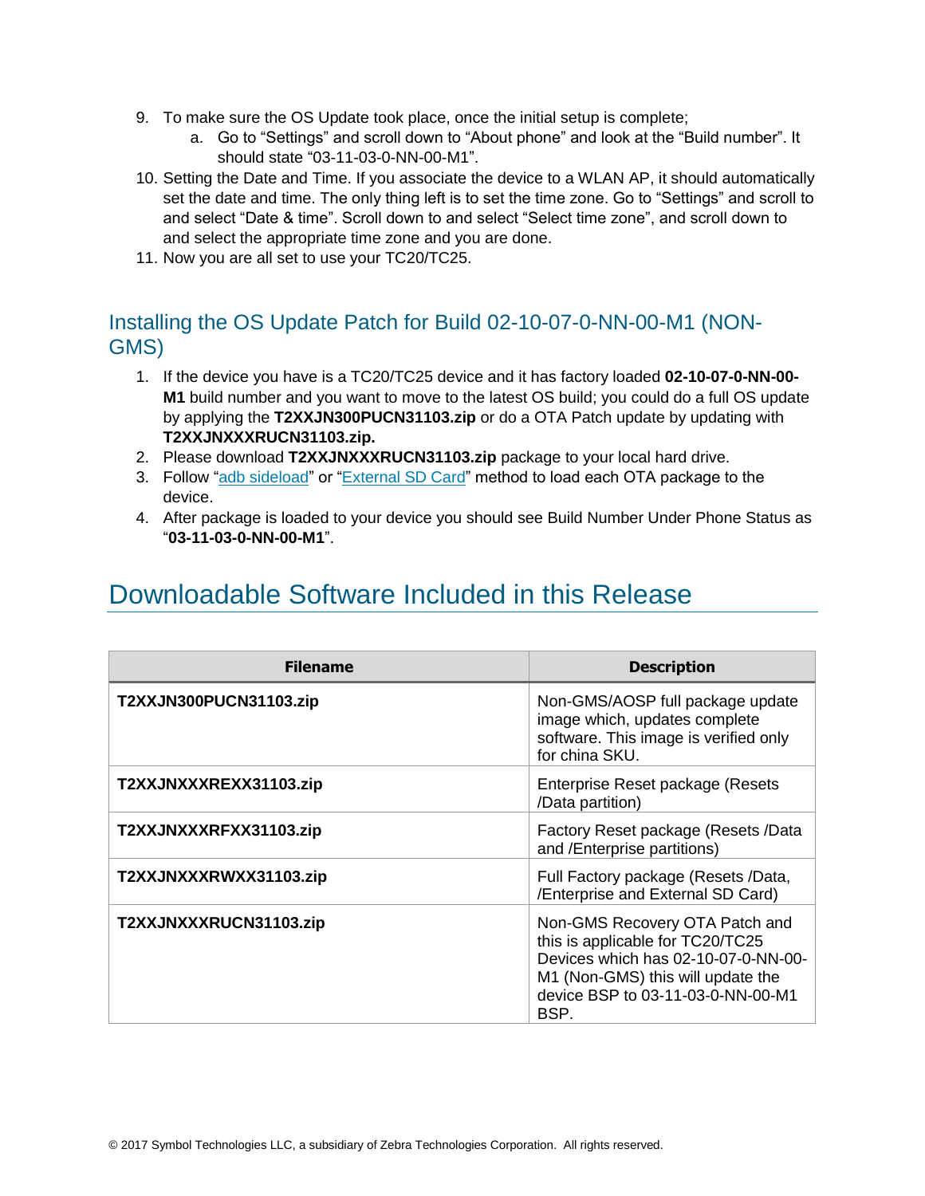9. To make sure the OS Update took place, once the initial setup is complete;
    a. Go to “Settings” and scroll down to “About phone” and look at the “Build number”. It should state “03-11-03-0-NN-00-M1”.
10. Setting the Date and Time. If you associate the device to a WLAN AP, it should automatically set the date and time. The only thing left is to set the time zone. Go to “Settings” and scroll to and select “Date & time”. Scroll down to and select “Select time zone”, and scroll down to and select the appropriate time zone and you are done.
11. Now you are all set to use your TC20/TC25.

## Installing the OS Update Patch for Build 02-10-07-0-NN-00-M1 (NON-GMS)

1. If the device you have is a TC20/TC25 device and it has factory loaded **02-10-07-0-NN-00-M1** build number and you want to move to the latest OS build; you could do a full OS update by applying the **T2XXJN300PUCN31103.zip** or do a OTA Patch update by updating with **T2XXJNXXXRUCN31103.zip.**
2. Please download **T2XXJNXXXRUCN31103.zip** package to your local hard drive.
3. Follow “adb sideload” or “External SD Card” method to load each OTA package to the device.
4. After package is loaded to your device you should see Build Number Under Phone Status as “**03-11-03-0-NN-00-M1**”.

# Downloadable Software Included in this Release

| Filename | Description |
|---|---|
| **T2XXJN300PUCN31103.zip** | Non-GMS/AOSP full package update image which, updates complete software. This image is verified only for china SKU. |
| **T2XXJNXXXREXX31103.zip** | Enterprise Reset package (Resets /Data partition) |
| **T2XXJNXXXRFXX31103.zip** | Factory Reset package (Resets /Data and /Enterprise partitions) |
| **T2XXJNXXXRWXX31103.zip** | Full Factory package (Resets /Data, /Enterprise and External SD Card) |
| **T2XXJNXXXRUCN31103.zip** | Non-GMS Recovery OTA Patch and this is applicable for TC20/TC25 Devices which has 02-10-07-0-NN-00-M1 (Non-GMS) this will update the device BSP to 03-11-03-0-NN-00-M1 BSP. |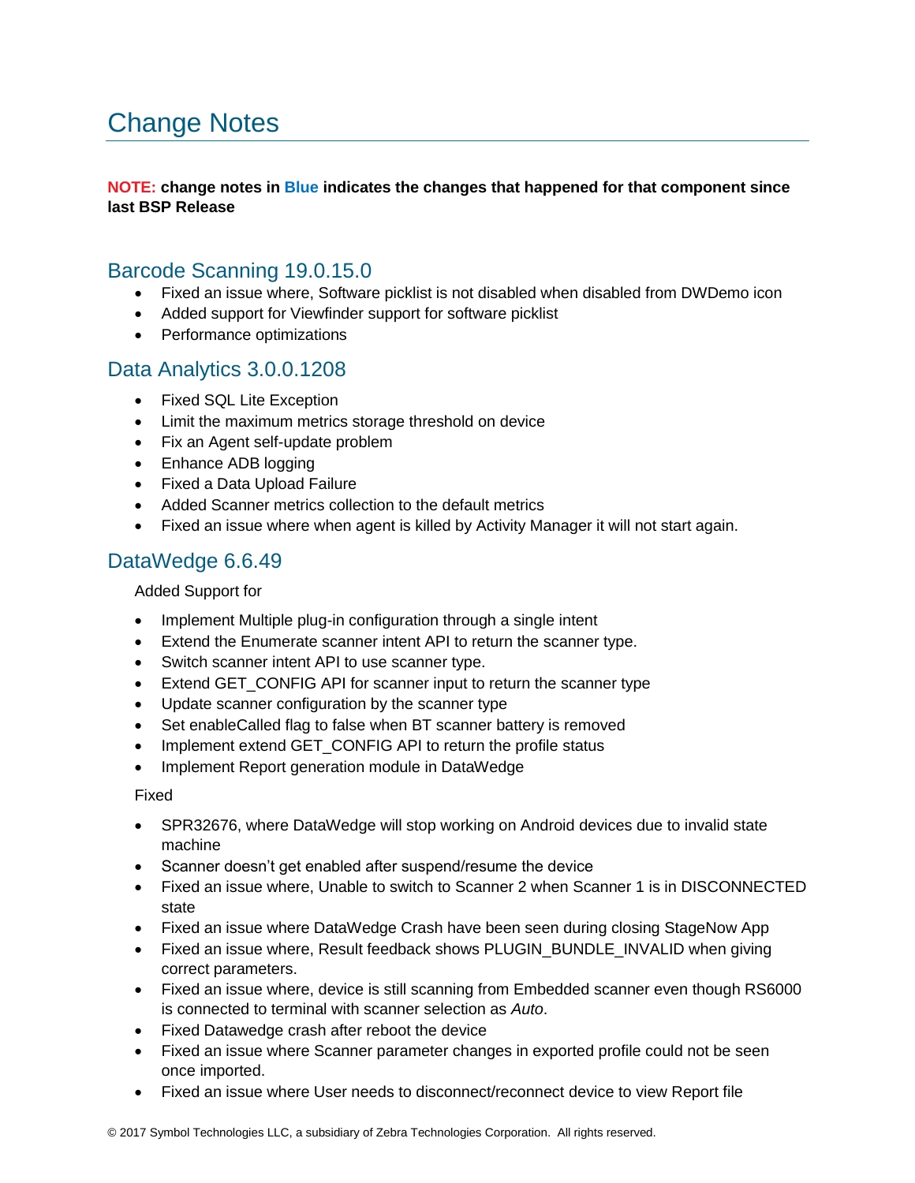# Change Notes

**NOTE: change notes in Blue indicates the changes that happened for that component since last BSP Release**

## Barcode Scanning 19.0.15.0

- Fixed an issue where, Software picklist is not disabled when disabled from DWDemo icon
- Added support for Viewfinder support for software picklist
- Performance optimizations

## Data Analytics 3.0.0.1208

- Fixed SQL Lite Exception
- Limit the maximum metrics storage threshold on device
- Fix an Agent self-update problem
- Enhance ADB logging
- Fixed a Data Upload Failure
- Added Scanner metrics collection to the default metrics
- Fixed an issue where when agent is killed by Activity Manager it will not start again.

## DataWedge 6.6.49

Added Support for

- Implement Multiple plug-in configuration through a single intent
- Extend the Enumerate scanner intent API to return the scanner type.
- Switch scanner intent API to use scanner type.
- Extend GET_CONFIG API for scanner input to return the scanner type
- Update scanner configuration by the scanner type
- Set enableCalled flag to false when BT scanner battery is removed
- Implement extend GET_CONFIG API to return the profile status
- Implement Report generation module in DataWedge

Fixed

- SPR32676, where DataWedge will stop working on Android devices due to invalid state machine
- Scanner doesn't get enabled after suspend/resume the device
- Fixed an issue where, Unable to switch to Scanner 2 when Scanner 1 is in DISCONNECTED state
- Fixed an issue where DataWedge Crash have been seen during closing StageNow App
- Fixed an issue where, Result feedback shows PLUGIN_BUNDLE_INVALID when giving correct parameters.
- Fixed an issue where, device is still scanning from Embedded scanner even though RS6000 is connected to terminal with scanner selection as *Auto*.
- Fixed Datawedge crash after reboot the device
- Fixed an issue where Scanner parameter changes in exported profile could not be seen once imported.
- Fixed an issue where User needs to disconnect/reconnect device to view Report file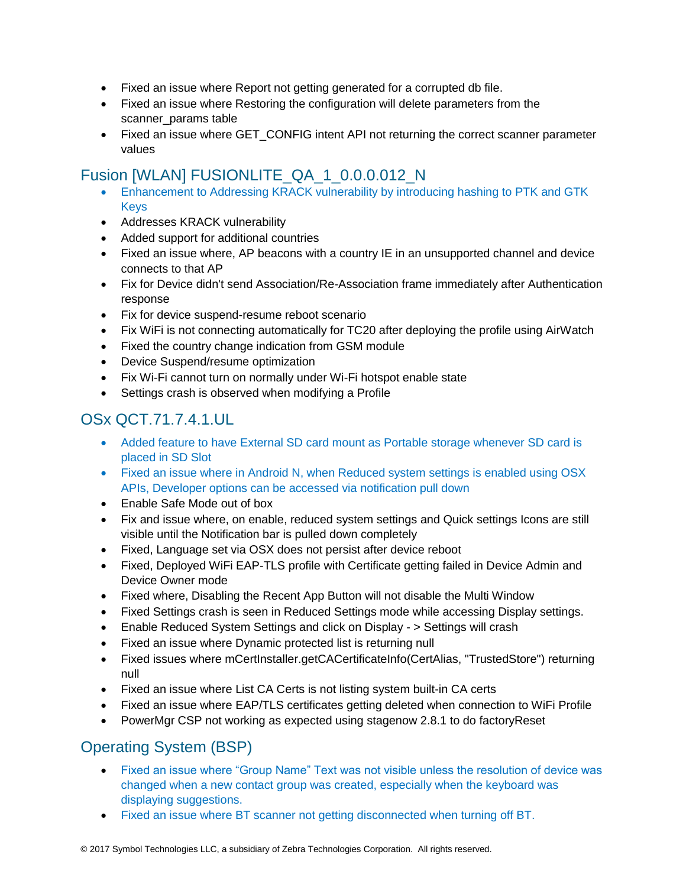- Fixed an issue where Report not getting generated for a corrupted db file.
- Fixed an issue where Restoring the configuration will delete parameters from the scanner_params table
- Fixed an issue where GET_CONFIG intent API not returning the correct scanner parameter values

## Fusion [WLAN] FUSIONLITE_QA_1_0.0.0.012_N

- Enhancement to Addressing KRACK vulnerability by introducing hashing to PTK and GTK Keys
- Addresses KRACK vulnerability
- Added support for additional countries
- Fixed an issue where, AP beacons with a country IE in an unsupported channel and device connects to that AP
- Fix for Device didn't send Association/Re-Association frame immediately after Authentication response
- Fix for device suspend-resume reboot scenario
- Fix WiFi is not connecting automatically for TC20 after deploying the profile using AirWatch
- Fixed the country change indication from GSM module
- Device Suspend/resume optimization
- Fix Wi-Fi cannot turn on normally under Wi-Fi hotspot enable state
- Settings crash is observed when modifying a Profile

## OSx QCT.71.7.4.1.UL

- Added feature to have External SD card mount as Portable storage whenever SD card is placed in SD Slot
- Fixed an issue where in Android N, when Reduced system settings is enabled using OSX APIs, Developer options can be accessed via notification pull down
- Enable Safe Mode out of box
- Fix and issue where, on enable, reduced system settings and Quick settings Icons are still visible until the Notification bar is pulled down completely
- Fixed, Language set via OSX does not persist after device reboot
- Fixed, Deployed WiFi EAP-TLS profile with Certificate getting failed in Device Admin and Device Owner mode
- Fixed where, Disabling the Recent App Button will not disable the Multi Window
- Fixed Settings crash is seen in Reduced Settings mode while accessing Display settings.
- Enable Reduced System Settings and click on Display - > Settings will crash
- Fixed an issue where Dynamic protected list is returning null
- Fixed issues where mCertInstaller.getCACertificateInfo(CertAlias, "TrustedStore") returning null
- Fixed an issue where List CA Certs is not listing system built-in CA certs
- Fixed an issue where EAP/TLS certificates getting deleted when connection to WiFi Profile
- PowerMgr CSP not working as expected using stagenow 2.8.1 to do factoryReset

## Operating System (BSP)

- Fixed an issue where “Group Name” Text was not visible unless the resolution of device was changed when a new contact group was created, especially when the keyboard was displaying suggestions.
- Fixed an issue where BT scanner not getting disconnected when turning off BT.

© 2017 Symbol Technologies LLC, a subsidiary of Zebra Technologies Corporation. All rights reserved.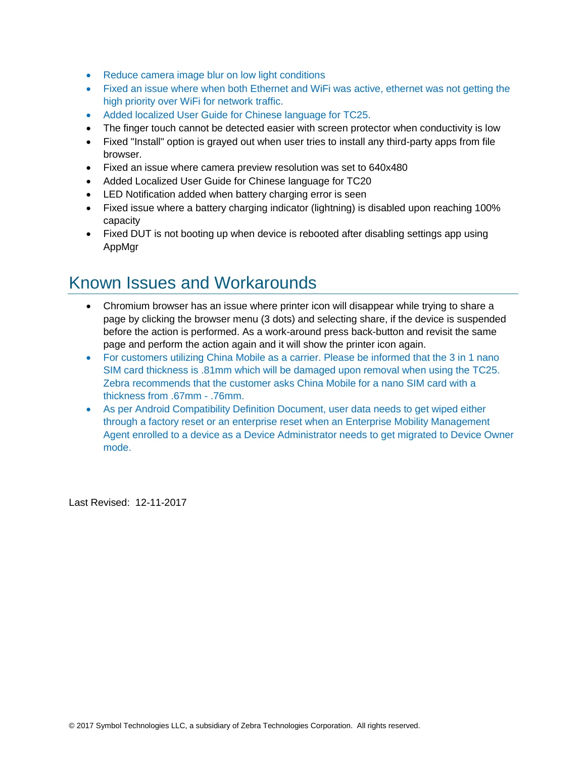- Reduce camera image blur on low light conditions
- Fixed an issue where when both Ethernet and WiFi was active, ethernet was not getting the high priority over WiFi for network traffic.
- Added localized User Guide for Chinese language for TC25.
- The finger touch cannot be detected easier with screen protector when conductivity is low
- Fixed "Install" option is grayed out when user tries to install any third-party apps from file browser.
- Fixed an issue where camera preview resolution was set to 640x480
- Added Localized User Guide for Chinese language for TC20
- LED Notification added when battery charging error is seen
- Fixed issue where a battery charging indicator (lightning) is disabled upon reaching 100% capacity
- Fixed DUT is not booting up when device is rebooted after disabling settings app using AppMgr

## Known Issues and Workarounds

- Chromium browser has an issue where printer icon will disappear while trying to share a page by clicking the browser menu (3 dots) and selecting share, if the device is suspended before the action is performed. As a work-around press back-button and revisit the same page and perform the action again and it will show the printer icon again.
- For customers utilizing China Mobile as a carrier. Please be informed that the 3 in 1 nano SIM card thickness is .81mm which will be damaged upon removal when using the TC25. Zebra recommends that the customer asks China Mobile for a nano SIM card with a thickness from .67mm - .76mm.
- As per Android Compatibility Definition Document, user data needs to get wiped either through a factory reset or an enterprise reset when an Enterprise Mobility Management Agent enrolled to a device as a Device Administrator needs to get migrated to Device Owner mode.

Last Revised: 12-11-2017

© 2017 Symbol Technologies LLC, a subsidiary of Zebra Technologies Corporation. All rights reserved.